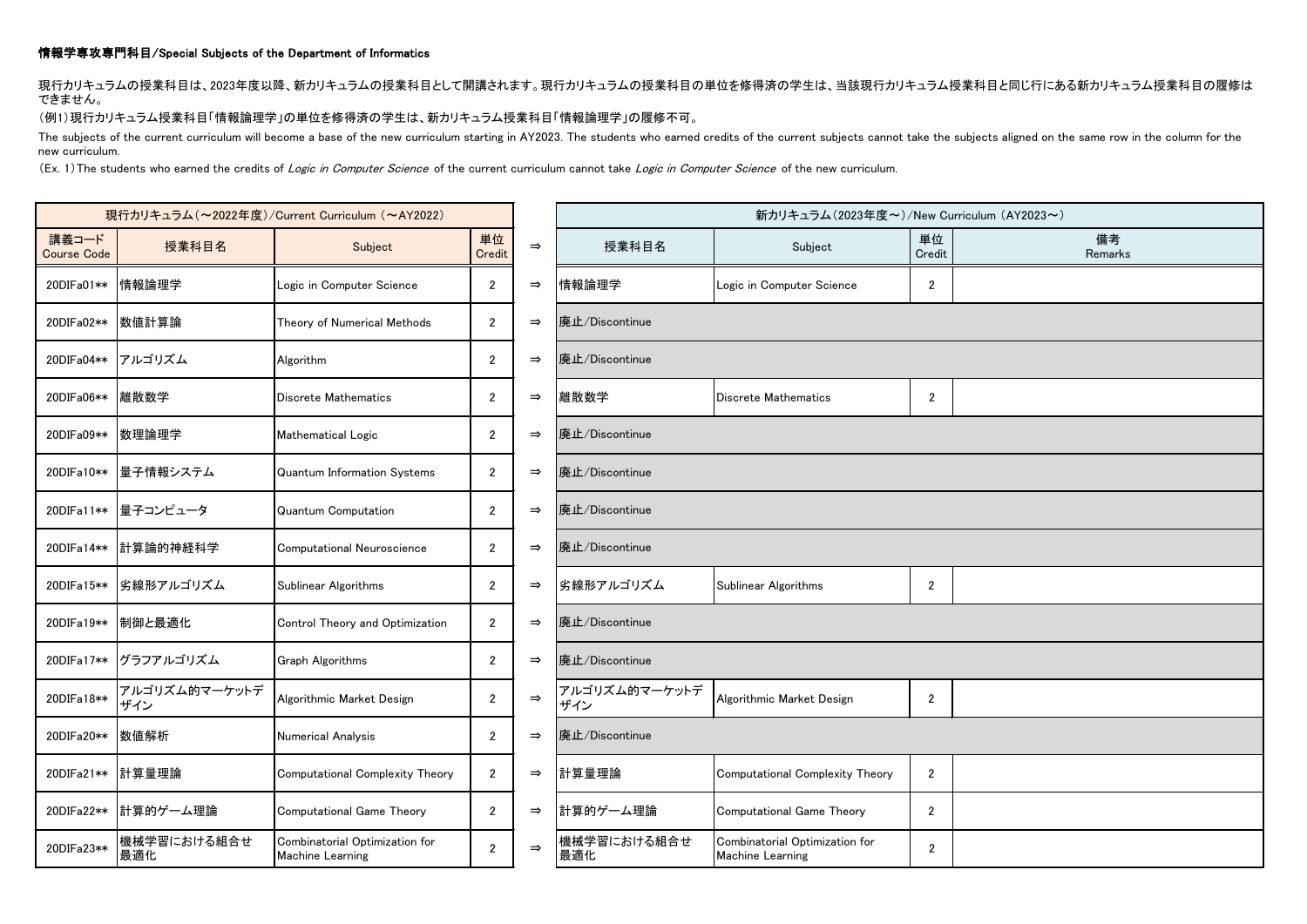# 情報学専攻専門科目/Special Subjects of the Department of Informatics

現行カリキュラムの授業科目は、2023年度以降、新カリキュラムの授業科目として開講されます。現行カリキュラムの授業科目の単位を修得済の学生は、当該現行カリキュラム授業科目と同じ行にある新カリキュラム授業科目の履修はできません。

(例1)現行カリキュラム授業科目「情報論理学」の単位を修得済の学生は、新カリキュラム授業科目「情報論理学」の履修不可。

The subjects of the current curriculum will become a base of the new curriculum starting in AY2023. The students who earned credits of the current subjects cannot take the subjects aligned on the same row in the column for the new curriculum.

(Ex. 1) The students who earned the credits of *Logic in Computer Science* of the current curriculum cannot take *Logic in Computer Science* of the new curriculum.

| 現行カリキュラム(～2022年度)/Current Curriculum (～AY2022) | | | | | 新カリキュラム(2023年度～)/New Curriculum (AY2023～) | | | |
|---|---|---|---|---|---|---|---|---|
| 講義コード Course Code | 授業科目名 | Subject | 単位 Credit | ⇒ | 授業科目名 | Subject | 単位 Credit | 備考 Remarks |
| 20DIFa01** | 情報論理学 | Logic in Computer Science | 2 | ⇒ | 情報論理学 | Logic in Computer Science | 2 | |
| 20DIFa02** | 数値計算論 | Theory of Numerical Methods | 2 | ⇒ | 廃止/Discontinue | | | |
| 20DIFa04** | アルゴリズム | Algorithm | 2 | ⇒ | 廃止/Discontinue | | | |
| 20DIFa06** | 離散数学 | Discrete Mathematics | 2 | ⇒ | 離散数学 | Discrete Mathematics | 2 | |
| 20DIFa09** | 数理論理学 | Mathematical Logic | 2 | ⇒ | 廃止/Discontinue | | | |
| 20DIFa10** | 量子情報システム | Quantum Information Systems | 2 | ⇒ | 廃止/Discontinue | | | |
| 20DIFa11** | 量子コンピュータ | Quantum Computation | 2 | ⇒ | 廃止/Discontinue | | | |
| 20DIFa14** | 計算論的神経科学 | Computational Neuroscience | 2 | ⇒ | 廃止/Discontinue | | | |
| 20DIFa15** | 劣線形アルゴリズム | Sublinear Algorithms | 2 | ⇒ | 劣線形アルゴリズム | Sublinear Algorithms | 2 | |
| 20DIFa19** | 制御と最適化 | Control Theory and Optimization | 2 | ⇒ | 廃止/Discontinue | | | |
| 20DIFa17** | グラフアルゴリズム | Graph Algorithms | 2 | ⇒ | 廃止/Discontinue | | | |
| 20DIFa18** | アルゴリズム的マーケットデザイン | Algorithmic Market Design | 2 | ⇒ | アルゴリズム的マーケットデザイン | Algorithmic Market Design | 2 | |
| 20DIFa20** | 数値解析 | Numerical Analysis | 2 | ⇒ | 廃止/Discontinue | | | |
| 20DIFa21** | 計算量理論 | Computational Complexity Theory | 2 | ⇒ | 計算量理論 | Computational Complexity Theory | 2 | |
| 20DIFa22** | 計算的ゲーム理論 | Computational Game Theory | 2 | ⇒ | 計算的ゲーム理論 | Computational Game Theory | 2 | |
| 20DIFa23** | 機械学習における組合せ最適化 | Combinatorial Optimization for Machine Learning | 2 | ⇒ | 機械学習における組合せ最適化 | Combinatorial Optimization for Machine Learning | 2 | |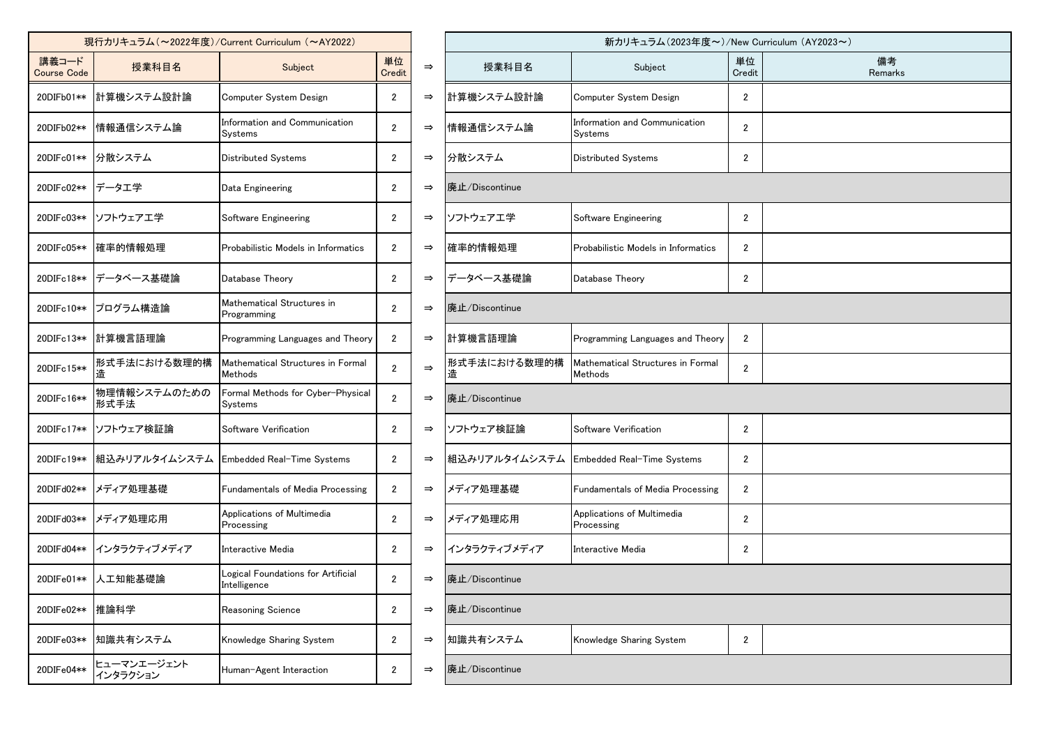| 現行カリキュラム（～2022年度）/Current Curriculum（～AY2022） | | | | | 新カリキュラム（2023年度～）/New Curriculum（AY2023～） | | | |
|---|---|---|---|---|---|---|---|---|
| 講義コード Course Code | 授業科目名 | Subject | 単位 Credit | ⇒ | 授業科目名 | Subject | 単位 Credit | 備考 Remarks |
| 20DIFb01** | 計算機システム設計論 | Computer System Design | 2 | ⇒ | 計算機システム設計論 | Computer System Design | 2 | |
| 20DIFb02** | 情報通信システム論 | Information and Communication Systems | 2 | ⇒ | 情報通信システム論 | Information and Communication Systems | 2 | |
| 20DIFc01** | 分散システム | Distributed Systems | 2 | ⇒ | 分散システム | Distributed Systems | 2 | |
| 20DIFc02** | データ工学 | Data Engineering | 2 | ⇒ | 廃止/Discontinue | | | |
| 20DIFc03** | ソフトウェア工学 | Software Engineering | 2 | ⇒ | ソフトウェア工学 | Software Engineering | 2 | |
| 20DIFc05** | 確率的情報処理 | Probabilistic Models in Informatics | 2 | ⇒ | 確率的情報処理 | Probabilistic Models in Informatics | 2 | |
| 20DIFc18** | データベース基礎論 | Database Theory | 2 | ⇒ | データベース基礎論 | Database Theory | 2 | |
| 20DIFc10** | プログラム構造論 | Mathematical Structures in Programming | 2 | ⇒ | 廃止/Discontinue | | | |
| 20DIFc13** | 計算機言語理論 | Programming Languages and Theory | 2 | ⇒ | 計算機言語理論 | Programming Languages and Theory | 2 | |
| 20DIFc15** | 形式手法における数理的構造 | Mathematical Structures in Formal Methods | 2 | ⇒ | 形式手法における数理的構造 | Mathematical Structures in Formal Methods | 2 | |
| 20DIFc16** | 物理情報システムのための形式手法 | Formal Methods for Cyber-Physical Systems | 2 | ⇒ | 廃止/Discontinue | | | |
| 20DIFc17** | ソフトウェア検証論 | Software Verification | 2 | ⇒ | ソフトウェア検証論 | Software Verification | 2 | |
| 20DIFc19** | 組込みリアルタイムシステム | Embedded Real-Time Systems | 2 | ⇒ | 組込みリアルタイムシステム | Embedded Real-Time Systems | 2 | |
| 20DIFd02** | メディア処理基礎 | Fundamentals of Media Processing | 2 | ⇒ | メディア処理基礎 | Fundamentals of Media Processing | 2 | |
| 20DIFd03** | メディア処理応用 | Applications of Multimedia Processing | 2 | ⇒ | メディア処理応用 | Applications of Multimedia Processing | 2 | |
| 20DIFd04** | インタラクティブメディア | Interactive Media | 2 | ⇒ | インタラクティブメディア | Interactive Media | 2 | |
| 20DIFe01** | 人工知能基礎論 | Logical Foundations for Artificial Intelligence | 2 | ⇒ | 廃止/Discontinue | | | |
| 20DIFe02** | 推論科学 | Reasoning Science | 2 | ⇒ | 廃止/Discontinue | | | |
| 20DIFe03** | 知識共有システム | Knowledge Sharing System | 2 | ⇒ | 知識共有システム | Knowledge Sharing System | 2 | |
| 20DIFe04** | ヒューマンエージェントインタラクション | Human-Agent Interaction | 2 | ⇒ | 廃止/Discontinue | | | |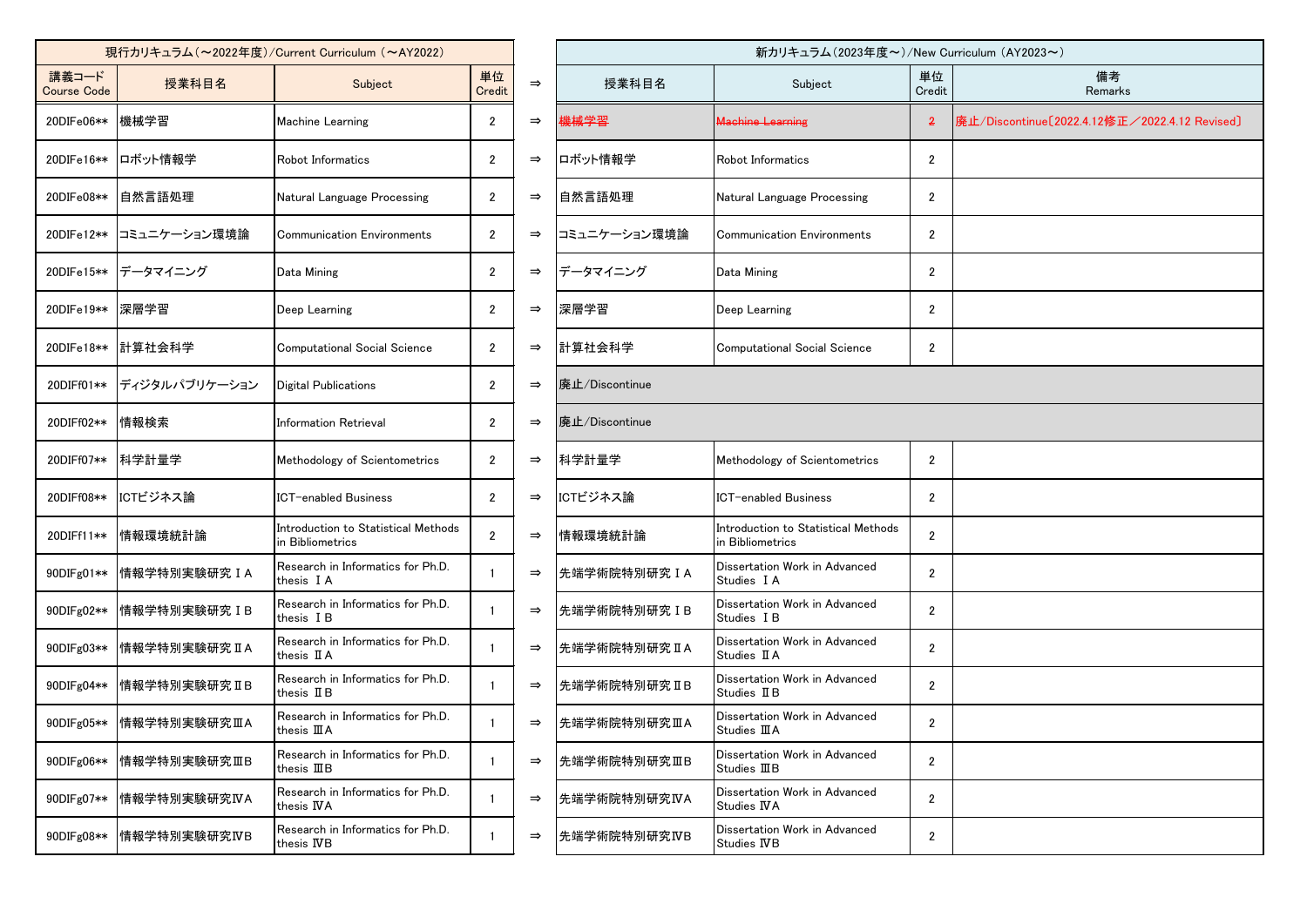| 現行カリキュラム（～2022年度）/Current Curriculum（～AY2022） | | | | | 新カリキュラム（2023年度～）/New Curriculum（AY2023～） | | | |
|---|---|---|---|---|---|---|---|---|
| 講義コード Course Code | 授業科目名 | Subject | 単位 Credit | ⇒ | 授業科目名 | Subject | 単位 Credit | 備考 Remarks |
| 20DIFe06** | 機械学習 | Machine Learning | 2 | ⇒ | ~~機械学習~~ | ~~Machine Learning~~ | ~~2~~ | 廃止/Discontinue〔2022.4.12修正／2022.4.12 Revised〕 |
| 20DIFe16** | ロボット情報学 | Robot Informatics | 2 | ⇒ | ロボット情報学 | Robot Informatics | 2 | |
| 20DIFe08** | 自然言語処理 | Natural Language Processing | 2 | ⇒ | 自然言語処理 | Natural Language Processing | 2 | |
| 20DIFe12** | コミュニケーション環境論 | Communication Environments | 2 | ⇒ | コミュニケーション環境論 | Communication Environments | 2 | |
| 20DIFe15** | データマイニング | Data Mining | 2 | ⇒ | データマイニング | Data Mining | 2 | |
| 20DIFe19** | 深層学習 | Deep Learning | 2 | ⇒ | 深層学習 | Deep Learning | 2 | |
| 20DIFe18** | 計算社会科学 | Computational Social Science | 2 | ⇒ | 計算社会科学 | Computational Social Science | 2 | |
| 20DIFf01** | ディジタルパブリケーション | Digital Publications | 2 | ⇒ | 廃止/Discontinue | | | |
| 20DIFf02** | 情報検索 | Information Retrieval | 2 | ⇒ | 廃止/Discontinue | | | |
| 20DIFf07** | 科学計量学 | Methodology of Scientometrics | 2 | ⇒ | 科学計量学 | Methodology of Scientometrics | 2 | |
| 20DIFf08** | ICTビジネス論 | ICT-enabled Business | 2 | ⇒ | ICTビジネス論 | ICT-enabled Business | 2 | |
| 20DIFf11** | 情報環境統計論 | Introduction to Statistical Methods in Bibliometrics | 2 | ⇒ | 情報環境統計論 | Introduction to Statistical Methods in Bibliometrics | 2 | |
| 90DIFg01** | 情報学特別実験研究ⅠA | Research in Informatics for Ph.D. thesis ⅠA | 1 | ⇒ | 先端学術院特別研究ⅠA | Dissertation Work in Advanced Studies ⅠA | 2 | |
| 90DIFg02** | 情報学特別実験研究ⅠB | Research in Informatics for Ph.D. thesis ⅠB | 1 | ⇒ | 先端学術院特別研究ⅠB | Dissertation Work in Advanced Studies ⅠB | 2 | |
| 90DIFg03** | 情報学特別実験研究ⅡA | Research in Informatics for Ph.D. thesis ⅡA | 1 | ⇒ | 先端学術院特別研究ⅡA | Dissertation Work in Advanced Studies ⅡA | 2 | |
| 90DIFg04** | 情報学特別実験研究ⅡB | Research in Informatics for Ph.D. thesis ⅡB | 1 | ⇒ | 先端学術院特別研究ⅡB | Dissertation Work in Advanced Studies ⅡB | 2 | |
| 90DIFg05** | 情報学特別実験研究ⅢA | Research in Informatics for Ph.D. thesis ⅢA | 1 | ⇒ | 先端学術院特別研究ⅢA | Dissertation Work in Advanced Studies ⅢA | 2 | |
| 90DIFg06** | 情報学特別実験研究ⅢB | Research in Informatics for Ph.D. thesis ⅢB | 1 | ⇒ | 先端学術院特別研究ⅢB | Dissertation Work in Advanced Studies ⅢB | 2 | |
| 90DIFg07** | 情報学特別実験研究ⅣA | Research in Informatics for Ph.D. thesis ⅣA | 1 | ⇒ | 先端学術院特別研究ⅣA | Dissertation Work in Advanced Studies ⅣA | 2 | |
| 90DIFg08** | 情報学特別実験研究ⅣB | Research in Informatics for Ph.D. thesis ⅣB | 1 | ⇒ | 先端学術院特別研究ⅣB | Dissertation Work in Advanced Studies ⅣB | 2 | |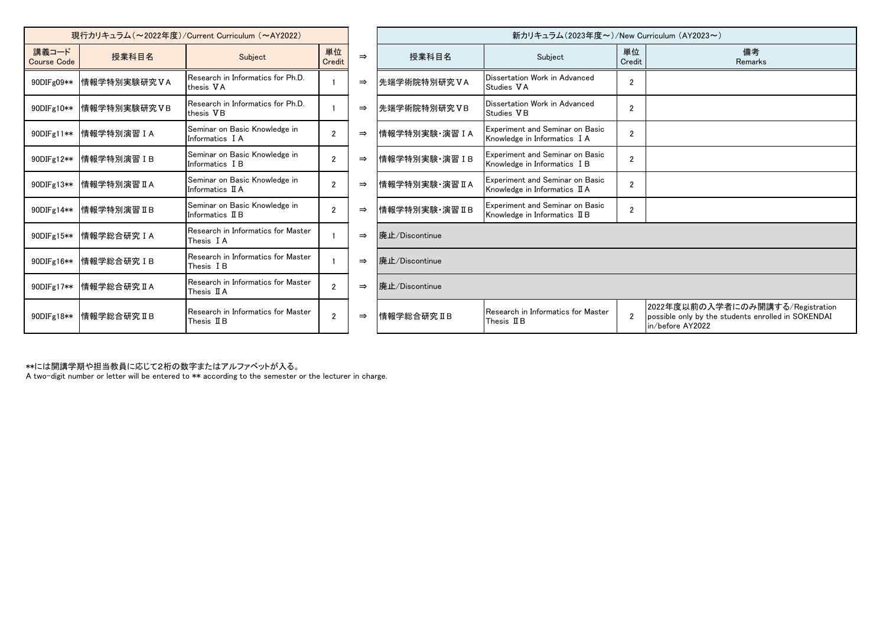| 現行カリキュラム（～2022年度）/Current Curriculum（～AY2022） | | | | | 新カリキュラム（2023年度～）/New Curriculum（AY2023～） | | | |
|---|---|---|---|---|---|---|---|---|
| 講義コード Course Code | 授業科目名 | Subject | 単位 Credit | ⇒ | 授業科目名 | Subject | 単位 Credit | 備考 Remarks |
| 90DIFg09** | 情報学特別実験研究ⅤA | Research in Informatics for Ph.D. thesis ⅤA | 1 | ⇒ | 先端学術院特別研究ⅤA | Dissertation Work in Advanced Studies ⅤA | 2 | |
| 90DIFg10** | 情報学特別実験研究ⅤB | Research in Informatics for Ph.D. thesis ⅤB | 1 | ⇒ | 先端学術院特別研究ⅤB | Dissertation Work in Advanced Studies ⅤB | 2 | |
| 90DIFg11** | 情報学特別演習ⅠA | Seminar on Basic Knowledge in Informatics ⅠA | 2 | ⇒ | 情報学特別実験・演習ⅠA | Experiment and Seminar on Basic Knowledge in Informatics ⅠA | 2 | |
| 90DIFg12** | 情報学特別演習ⅠB | Seminar on Basic Knowledge in Informatics ⅠB | 2 | ⇒ | 情報学特別実験・演習ⅠB | Experiment and Seminar on Basic Knowledge in Informatics ⅠB | 2 | |
| 90DIFg13** | 情報学特別演習ⅡA | Seminar on Basic Knowledge in Informatics ⅡA | 2 | ⇒ | 情報学特別実験・演習ⅡA | Experiment and Seminar on Basic Knowledge in Informatics ⅡA | 2 | |
| 90DIFg14** | 情報学特別演習ⅡB | Seminar on Basic Knowledge in Informatics ⅡB | 2 | ⇒ | 情報学特別実験・演習ⅡB | Experiment and Seminar on Basic Knowledge in Informatics ⅡB | 2 | |
| 90DIFg15** | 情報学総合研究ⅠA | Research in Informatics for Master Thesis ⅠA | 1 | ⇒ | 廃止/Discontinue | | | |
| 90DIFg16** | 情報学総合研究ⅠB | Research in Informatics for Master Thesis ⅠB | 1 | ⇒ | 廃止/Discontinue | | | |
| 90DIFg17** | 情報学総合研究ⅡA | Research in Informatics for Master Thesis ⅡA | 2 | ⇒ | 廃止/Discontinue | | | |
| 90DIFg18** | 情報学総合研究ⅡB | Research in Informatics for Master Thesis ⅡB | 2 | ⇒ | 情報学総合研究ⅡB | Research in Informatics for Master Thesis ⅡB | 2 | 2022年度以前の入学者にのみ開講する/Registration possible only by the students enrolled in SOKENDAI in/before AY2022 |

**には開講学期や担当教員に応じて2桁の数字またはアルファベットが入る。
A two-digit number or letter will be entered to ** according to the semester or the lecturer in charge.